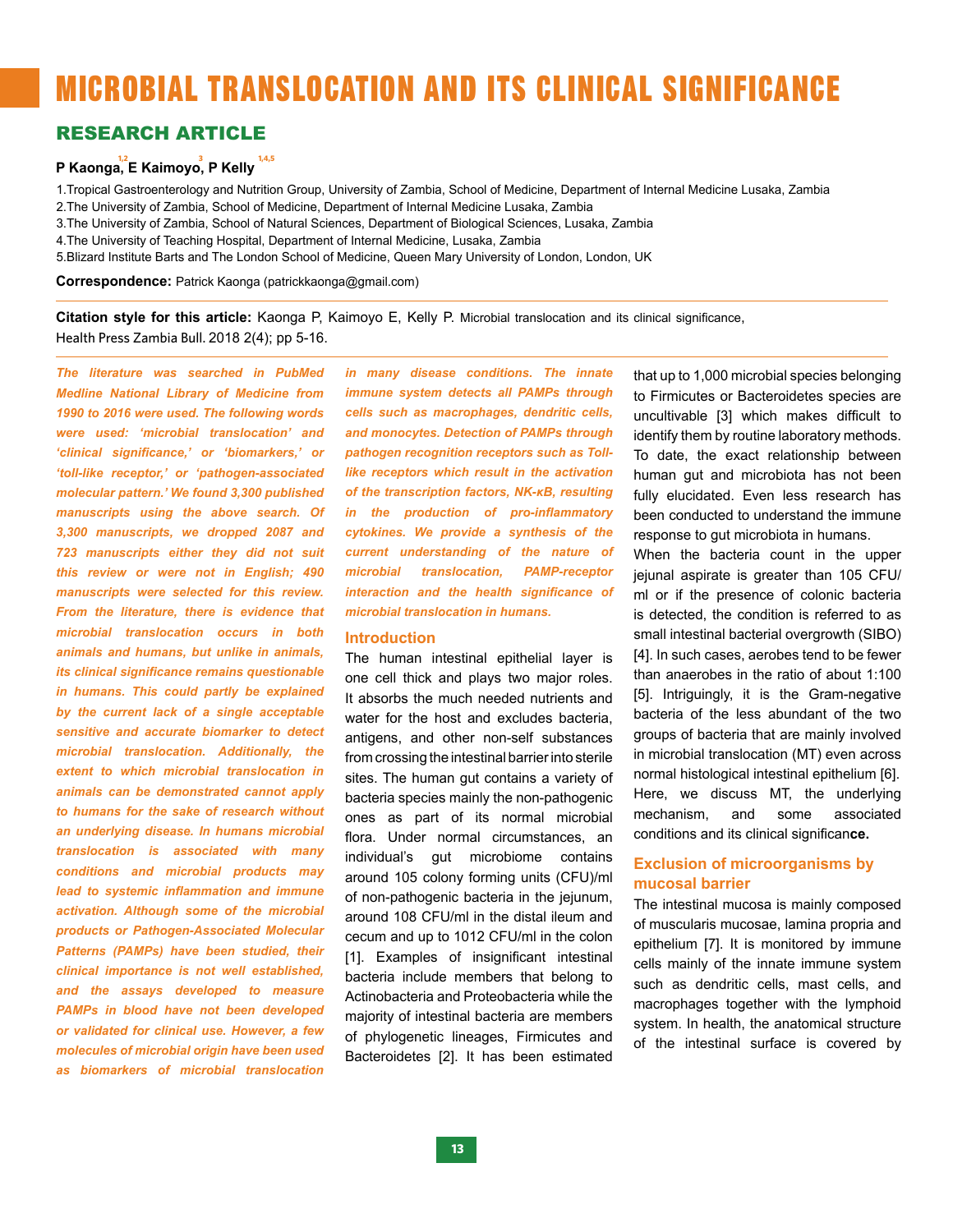# MICROBIAL TRANSLOCATION AND ITS CLINICAL SIGNIFICANCE

## RESEARCH ARTICLE

**P Kaonga[1,2], E Kaimoyo[3], P Kelly[1,4,5]**

1.Tropical Gastroenterology and Nutrition Group, University of Zambia, School of Medicine, Department of Internal Medicine Lusaka, Zambia
2.The University of Zambia, School of Medicine, Department of Internal Medicine Lusaka, Zambia
3.The University of Zambia, School of Natural Sciences, Department of Biological Sciences, Lusaka, Zambia
4.The University of Teaching Hospital, Department of Internal Medicine, Lusaka, Zambia
5.Blizard Institute Barts and The London School of Medicine, Queen Mary University of London, London, UK

**Correspondence:** Patrick Kaonga (patrickkaonga@gmail.com)

**Citation style for this article:** Kaonga P, Kaimoyo E, Kelly P. Microbial translocation and its clinical significance, Health Press Zambia Bull. 2018 2(4); pp 5-16.

***The literature was searched in PubMed Medline National Library of Medicine from 1990 to 2016 were used. The following words were used: 'microbial translocation' and 'clinical significance,' or 'biomarkers,' or 'toll-like receptor,' or 'pathogen-associated molecular pattern.' We found 3,300 published manuscripts using the above search. Of 3,300 manuscripts, we dropped 2087 and 723 manuscripts either they did not suit this review or were not in English; 490 manuscripts were selected for this review. From the literature, there is evidence that microbial translocation occurs in both animals and humans, but unlike in animals, its clinical significance remains questionable in humans. This could partly be explained by the current lack of a single acceptable sensitive and accurate biomarker to detect microbial translocation. Additionally, the extent to which microbial translocation in animals can be demonstrated cannot apply to humans for the sake of research without an underlying disease. In humans microbial translocation is associated with many conditions and microbial products may lead to systemic inflammation and immune activation. Although some of the microbial products or Pathogen-Associated Molecular Patterns (PAMPs) have been studied, their clinical importance is not well established, and the assays developed to measure PAMPs in blood have not been developed or validated for clinical use. However, a few molecules of microbial origin have been used as biomarkers of microbial translocation in many disease conditions. The innate immune system detects all PAMPs through cells such as macrophages, dendritic cells, and monocytes. Detection of PAMPs through pathogen recognition receptors such as Toll-like receptors which result in the activation of the transcription factors, NK-κB, resulting in the production of pro-inflammatory cytokines. We provide a synthesis of the current understanding of the nature of microbial translocation, PAMP-receptor interaction and the health significance of microbial translocation in humans.***

### Introduction

The human intestinal epithelial layer is one cell thick and plays two major roles. It absorbs the much needed nutrients and water for the host and excludes bacteria, antigens, and other non-self substances from crossing the intestinal barrier into sterile sites. The human gut contains a variety of bacteria species mainly the non-pathogenic ones as part of its normal microbial flora. Under normal circumstances, an individual's gut microbiome contains around 105 colony forming units (CFU)/ml of non-pathogenic bacteria in the jejunum, around 108 CFU/ml in the distal ileum and cecum and up to 1012 CFU/ml in the colon [1]. Examples of insignificant intestinal bacteria include members that belong to Actinobacteria and Proteobacteria while the majority of intestinal bacteria are members of phylogenetic lineages, Firmicutes and Bacteroidetes [2]. It has been estimated that up to 1,000 microbial species belonging to Firmicutes or Bacteroidetes species are uncultivable [3] which makes difficult to identify them by routine laboratory methods. To date, the exact relationship between human gut and microbiota has not been fully elucidated. Even less research has been conducted to understand the immune response to gut microbiota in humans.

When the bacteria count in the upper jejunal aspirate is greater than 105 CFU/ml or if the presence of colonic bacteria is detected, the condition is referred to as small intestinal bacterial overgrowth (SIBO) [4]. In such cases, aerobes tend to be fewer than anaerobes in the ratio of about 1:100 [5]. Intriguingly, it is the Gram-negative bacteria of the less abundant of the two groups of bacteria that are mainly involved in microbial translocation (MT) even across normal histological intestinal epithelium [6]. Here, we discuss MT, the underlying mechanism, and some associated conditions and its clinical significance.

### Exclusion of microorganisms by mucosal barrier

The intestinal mucosa is mainly composed of muscularis mucosae, lamina propria and epithelium [7]. It is monitored by immune cells mainly of the innate immune system such as dendritic cells, mast cells, and macrophages together with the lymphoid system. In health, the anatomical structure of the intestinal surface is covered by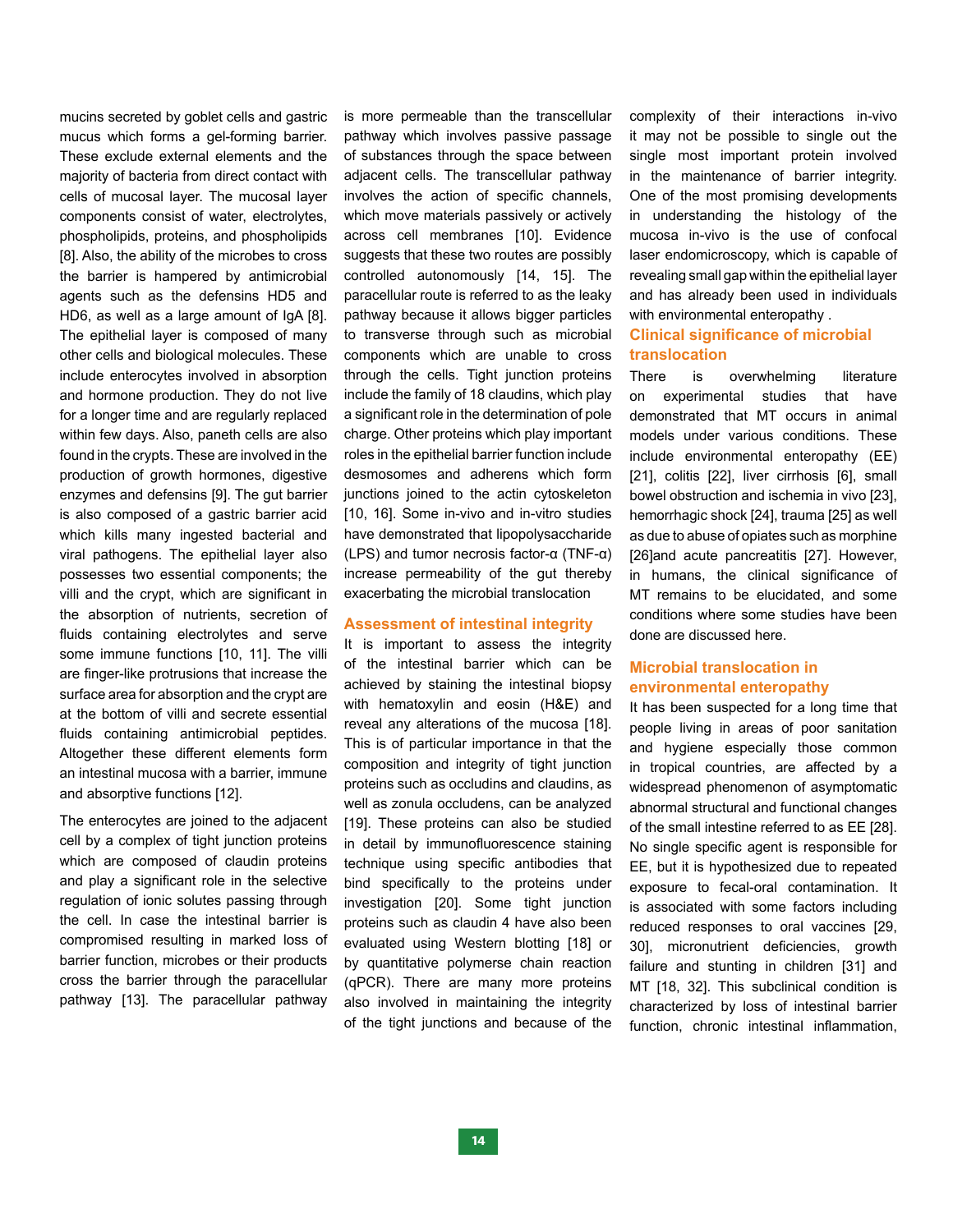mucins secreted by goblet cells and gastric mucus which forms a gel-forming barrier. These exclude external elements and the majority of bacteria from direct contact with cells of mucosal layer. The mucosal layer components consist of water, electrolytes, phospholipids, proteins, and phospholipids [8]. Also, the ability of the microbes to cross the barrier is hampered by antimicrobial agents such as the defensins HD5 and HD6, as well as a large amount of IgA [8]. The epithelial layer is composed of many other cells and biological molecules. These include enterocytes involved in absorption and hormone production. They do not live for a longer time and are regularly replaced within few days. Also, paneth cells are also found in the crypts. These are involved in the production of growth hormones, digestive enzymes and defensins [9]. The gut barrier is also composed of a gastric barrier acid which kills many ingested bacterial and viral pathogens. The epithelial layer also possesses two essential components; the villi and the crypt, which are significant in the absorption of nutrients, secretion of fluids containing electrolytes and serve some immune functions [10, 11]. The villi are finger-like protrusions that increase the surface area for absorption and the crypt are at the bottom of villi and secrete essential fluids containing antimicrobial peptides. Altogether these different elements form an intestinal mucosa with a barrier, immune and absorptive functions [12].

The enterocytes are joined to the adjacent cell by a complex of tight junction proteins which are composed of claudin proteins and play a significant role in the selective regulation of ionic solutes passing through the cell. In case the intestinal barrier is compromised resulting in marked loss of barrier function, microbes or their products cross the barrier through the paracellular pathway [13]. The paracellular pathway is more permeable than the transcellular pathway which involves passive passage of substances through the space between adjacent cells. The transcellular pathway involves the action of specific channels, which move materials passively or actively across cell membranes [10]. Evidence suggests that these two routes are possibly controlled autonomously [14, 15]. The paracellular route is referred to as the leaky pathway because it allows bigger particles to transverse through such as microbial components which are unable to cross through the cells. Tight junction proteins include the family of 18 claudins, which play a significant role in the determination of pole charge. Other proteins which play important roles in the epithelial barrier function include desmosomes and adherens which form junctions joined to the actin cytoskeleton [10, 16]. Some in-vivo and in-vitro studies have demonstrated that lipopolysaccharide (LPS) and tumor necrosis factor-α (TNF-α) increase permeability of the gut thereby exacerbating the microbial translocation

## Assessment of intestinal integrity

It is important to assess the integrity of the intestinal barrier which can be achieved by staining the intestinal biopsy with hematoxylin and eosin (H&E) and reveal any alterations of the mucosa [18]. This is of particular importance in that the composition and integrity of tight junction proteins such as occludins and claudins, as well as zonula occludens, can be analyzed [19]. These proteins can also be studied in detail by immunofluorescence staining technique using specific antibodies that bind specifically to the proteins under investigation [20]. Some tight junction proteins such as claudin 4 have also been evaluated using Western blotting [18] or by quantitative polymerse chain reaction (qPCR). There are many more proteins also involved in maintaining the integrity of the tight junctions and because of the complexity of their interactions in-vivo it may not be possible to single out the single most important protein involved in the maintenance of barrier integrity. One of the most promising developments in understanding the histology of the mucosa in-vivo is the use of confocal laser endomicroscopy, which is capable of revealing small gap within the epithelial layer and has already been used in individuals with environmental enteropathy .

## Clinical significance of microbial translocation

There is overwhelming literature on experimental studies that have demonstrated that MT occurs in animal models under various conditions. These include environmental enteropathy (EE) [21], colitis [22], liver cirrhosis [6], small bowel obstruction and ischemia in vivo [23], hemorrhagic shock [24], trauma [25] as well as due to abuse of opiates such as morphine [26]and acute pancreatitis [27]. However, in humans, the clinical significance of MT remains to be elucidated, and some conditions where some studies have been done are discussed here.

## Microbial translocation in environmental enteropathy

It has been suspected for a long time that people living in areas of poor sanitation and hygiene especially those common in tropical countries, are affected by a widespread phenomenon of asymptomatic abnormal structural and functional changes of the small intestine referred to as EE [28]. No single specific agent is responsible for EE, but it is hypothesized due to repeated exposure to fecal-oral contamination. It is associated with some factors including reduced responses to oral vaccines [29, 30], micronutrient deficiencies, growth failure and stunting in children [31] and MT [18, 32]. This subclinical condition is characterized by loss of intestinal barrier function, chronic intestinal inflammation,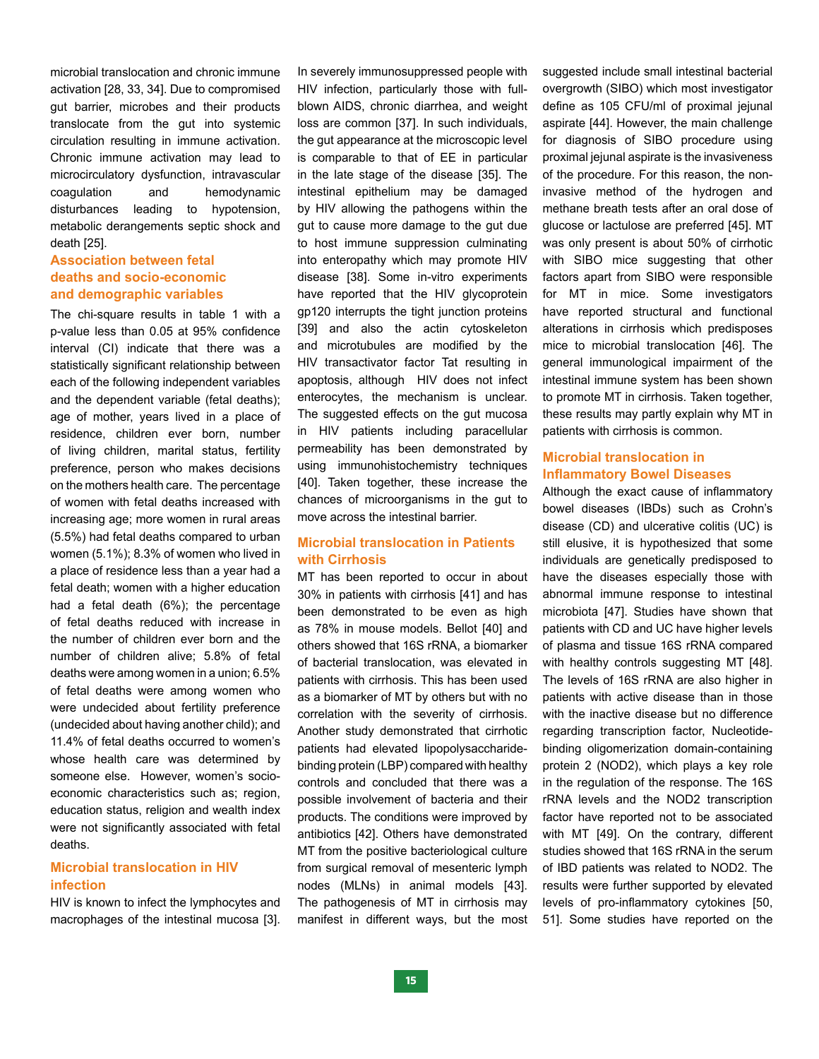microbial translocation and chronic immune activation [28, 33, 34]. Due to compromised gut barrier, microbes and their products translocate from the gut into systemic circulation resulting in immune activation. Chronic immune activation may lead to microcirculatory dysfunction, intravascular coagulation and hemodynamic disturbances leading to hypotension, metabolic derangements septic shock and death [25].

## Association between fetal deaths and socio-economic and demographic variables

The chi-square results in table 1 with a p-value less than 0.05 at 95% confidence interval (CI) indicate that there was a statistically significant relationship between each of the following independent variables and the dependent variable (fetal deaths); age of mother, years lived in a place of residence, children ever born, number of living children, marital status, fertility preference, person who makes decisions on the mothers health care. The percentage of women with fetal deaths increased with increasing age; more women in rural areas (5.5%) had fetal deaths compared to urban women (5.1%); 8.3% of women who lived in a place of residence less than a year had a fetal death; women with a higher education had a fetal death (6%); the percentage of fetal deaths reduced with increase in the number of children ever born and the number of children alive; 5.8% of fetal deaths were among women in a union; 6.5% of fetal deaths were among women who were undecided about fertility preference (undecided about having another child); and 11.4% of fetal deaths occurred to women's whose health care was determined by someone else. However, women's socio-economic characteristics such as; region, education status, religion and wealth index were not significantly associated with fetal deaths.

## Microbial translocation in HIV infection

HIV is known to infect the lymphocytes and macrophages of the intestinal mucosa [3]. In severely immunosuppressed people with HIV infection, particularly those with full-blown AIDS, chronic diarrhea, and weight loss are common [37]. In such individuals, the gut appearance at the microscopic level is comparable to that of EE in particular in the late stage of the disease [35]. The intestinal epithelium may be damaged by HIV allowing the pathogens within the gut to cause more damage to the gut due to host immune suppression culminating into enteropathy which may promote HIV disease [38]. Some in-vitro experiments have reported that the HIV glycoprotein gp120 interrupts the tight junction proteins [39] and also the actin cytoskeleton and microtubules are modified by the HIV transactivator factor Tat resulting in apoptosis, although HIV does not infect enterocytes, the mechanism is unclear. The suggested effects on the gut mucosa in HIV patients including paracellular permeability has been demonstrated by using immunohistochemistry techniques [40]. Taken together, these increase the chances of microorganisms in the gut to move across the intestinal barrier.

## Microbial translocation in Patients with Cirrhosis

MT has been reported to occur in about 30% in patients with cirrhosis [41] and has been demonstrated to be even as high as 78% in mouse models. Bellot [40] and others showed that 16S rRNA, a biomarker of bacterial translocation, was elevated in patients with cirrhosis. This has been used as a biomarker of MT by others but with no correlation with the severity of cirrhosis. Another study demonstrated that cirrhotic patients had elevated lipopolysaccharide-binding protein (LBP) compared with healthy controls and concluded that there was a possible involvement of bacteria and their products. The conditions were improved by antibiotics [42]. Others have demonstrated MT from the positive bacteriological culture from surgical removal of mesenteric lymph nodes (MLNs) in animal models [43]. The pathogenesis of MT in cirrhosis may manifest in different ways, but the most suggested include small intestinal bacterial overgrowth (SIBO) which most investigator define as 105 CFU/ml of proximal jejunal aspirate [44]. However, the main challenge for diagnosis of SIBO procedure using proximal jejunal aspirate is the invasiveness of the procedure. For this reason, the non-invasive method of the hydrogen and methane breath tests after an oral dose of glucose or lactulose are preferred [45]. MT was only present is about 50% of cirrhotic with SIBO mice suggesting that other factors apart from SIBO were responsible for MT in mice. Some investigators have reported structural and functional alterations in cirrhosis which predisposes mice to microbial translocation [46]. The general immunological impairment of the intestinal immune system has been shown to promote MT in cirrhosis. Taken together, these results may partly explain why MT in patients with cirrhosis is common.

## Microbial translocation in Inflammatory Bowel Diseases

Although the exact cause of inflammatory bowel diseases (IBDs) such as Crohn's disease (CD) and ulcerative colitis (UC) is still elusive, it is hypothesized that some individuals are genetically predisposed to have the diseases especially those with abnormal immune response to intestinal microbiota [47]. Studies have shown that patients with CD and UC have higher levels of plasma and tissue 16S rRNA compared with healthy controls suggesting MT [48]. The levels of 16S rRNA are also higher in patients with active disease than in those with the inactive disease but no difference regarding transcription factor, Nucleotide-binding oligomerization domain-containing protein 2 (NOD2), which plays a key role in the regulation of the response. The 16S rRNA levels and the NOD2 transcription factor have reported not to be associated with MT [49]. On the contrary, different studies showed that 16S rRNA in the serum of IBD patients was related to NOD2. The results were further supported by elevated levels of pro-inflammatory cytokines [50, 51]. Some studies have reported on the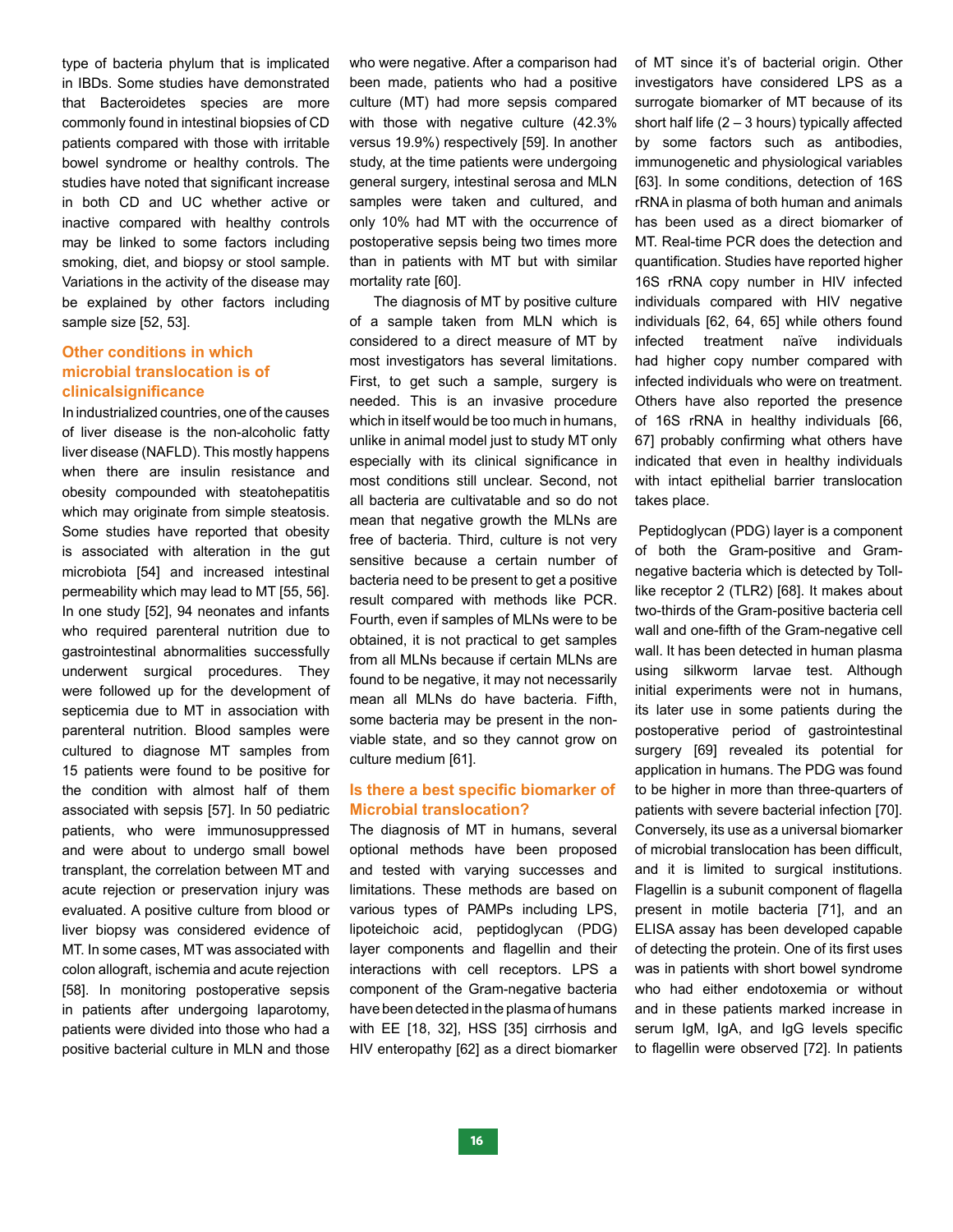type of bacteria phylum that is implicated in IBDs. Some studies have demonstrated that Bacteroidetes species are more commonly found in intestinal biopsies of CD patients compared with those with irritable bowel syndrome or healthy controls. The studies have noted that significant increase in both CD and UC whether active or inactive compared with healthy controls may be linked to some factors including smoking, diet, and biopsy or stool sample. Variations in the activity of the disease may be explained by other factors including sample size [52, 53].

## Other conditions in which microbial translocation is of clinicalsignificance

In industrialized countries, one of the causes of liver disease is the non-alcoholic fatty liver disease (NAFLD). This mostly happens when there are insulin resistance and obesity compounded with steatohepatitis which may originate from simple steatosis. Some studies have reported that obesity is associated with alteration in the gut microbiota [54] and increased intestinal permeability which may lead to MT [55, 56]. In one study [52], 94 neonates and infants who required parenteral nutrition due to gastrointestinal abnormalities successfully underwent surgical procedures. They were followed up for the development of septicemia due to MT in association with parenteral nutrition. Blood samples were cultured to diagnose MT samples from 15 patients were found to be positive for the condition with almost half of them associated with sepsis [57]. In 50 pediatric patients, who were immunosuppressed and were about to undergo small bowel transplant, the correlation between MT and acute rejection or preservation injury was evaluated. A positive culture from blood or liver biopsy was considered evidence of MT. In some cases, MT was associated with colon allograft, ischemia and acute rejection [58]. In monitoring postoperative sepsis in patients after undergoing laparotomy, patients were divided into those who had a positive bacterial culture in MLN and those who were negative. After a comparison had been made, patients who had a positive culture (MT) had more sepsis compared with those with negative culture (42.3% versus 19.9%) respectively [59]. In another study, at the time patients were undergoing general surgery, intestinal serosa and MLN samples were taken and cultured, and only 10% had MT with the occurrence of postoperative sepsis being two times more than in patients with MT but with similar mortality rate [60].

The diagnosis of MT by positive culture of a sample taken from MLN which is considered to a direct measure of MT by most investigators has several limitations. First, to get such a sample, surgery is needed. This is an invasive procedure which in itself would be too much in humans, unlike in animal model just to study MT only especially with its clinical significance in most conditions still unclear. Second, not all bacteria are cultivatable and so do not mean that negative growth the MLNs are free of bacteria. Third, culture is not very sensitive because a certain number of bacteria need to be present to get a positive result compared with methods like PCR. Fourth, even if samples of MLNs were to be obtained, it is not practical to get samples from all MLNs because if certain MLNs are found to be negative, it may not necessarily mean all MLNs do have bacteria. Fifth, some bacteria may be present in the non-viable state, and so they cannot grow on culture medium [61].

## Is there a best specific biomarker of Microbial translocation?

The diagnosis of MT in humans, several optional methods have been proposed and tested with varying successes and limitations. These methods are based on various types of PAMPs including LPS, lipoteichoic acid, peptidoglycan (PDG) layer components and flagellin and their interactions with cell receptors. LPS a component of the Gram-negative bacteria have been detected in the plasma of humans with EE [18, 32], HSS [35] cirrhosis and HIV enteropathy [62] as a direct biomarker of MT since it's of bacterial origin. Other investigators have considered LPS as a surrogate biomarker of MT because of its short half life (2 – 3 hours) typically affected by some factors such as antibodies, immunogenetic and physiological variables [63]. In some conditions, detection of 16S rRNA in plasma of both human and animals has been used as a direct biomarker of MT. Real-time PCR does the detection and quantification. Studies have reported higher 16S rRNA copy number in HIV infected individuals compared with HIV negative individuals [62, 64, 65] while others found infected treatment naïve individuals had higher copy number compared with infected individuals who were on treatment. Others have also reported the presence of 16S rRNA in healthy individuals [66, 67] probably confirming what others have indicated that even in healthy individuals with intact epithelial barrier translocation takes place.

Peptidoglycan (PDG) layer is a component of both the Gram-positive and Gram-negative bacteria which is detected by Toll-like receptor 2 (TLR2) [68]. It makes about two-thirds of the Gram-positive bacteria cell wall and one-fifth of the Gram-negative cell wall. It has been detected in human plasma using silkworm larvae test. Although initial experiments were not in humans, its later use in some patients during the postoperative period of gastrointestinal surgery [69] revealed its potential for application in humans. The PDG was found to be higher in more than three-quarters of patients with severe bacterial infection [70]. Conversely, its use as a universal biomarker of microbial translocation has been difficult, and it is limited to surgical institutions. Flagellin is a subunit component of flagella present in motile bacteria [71], and an ELISA assay has been developed capable of detecting the protein. One of its first uses was in patients with short bowel syndrome who had either endotoxemia or without and in these patients marked increase in serum IgM, IgA, and IgG levels specific to flagellin were observed [72]. In patients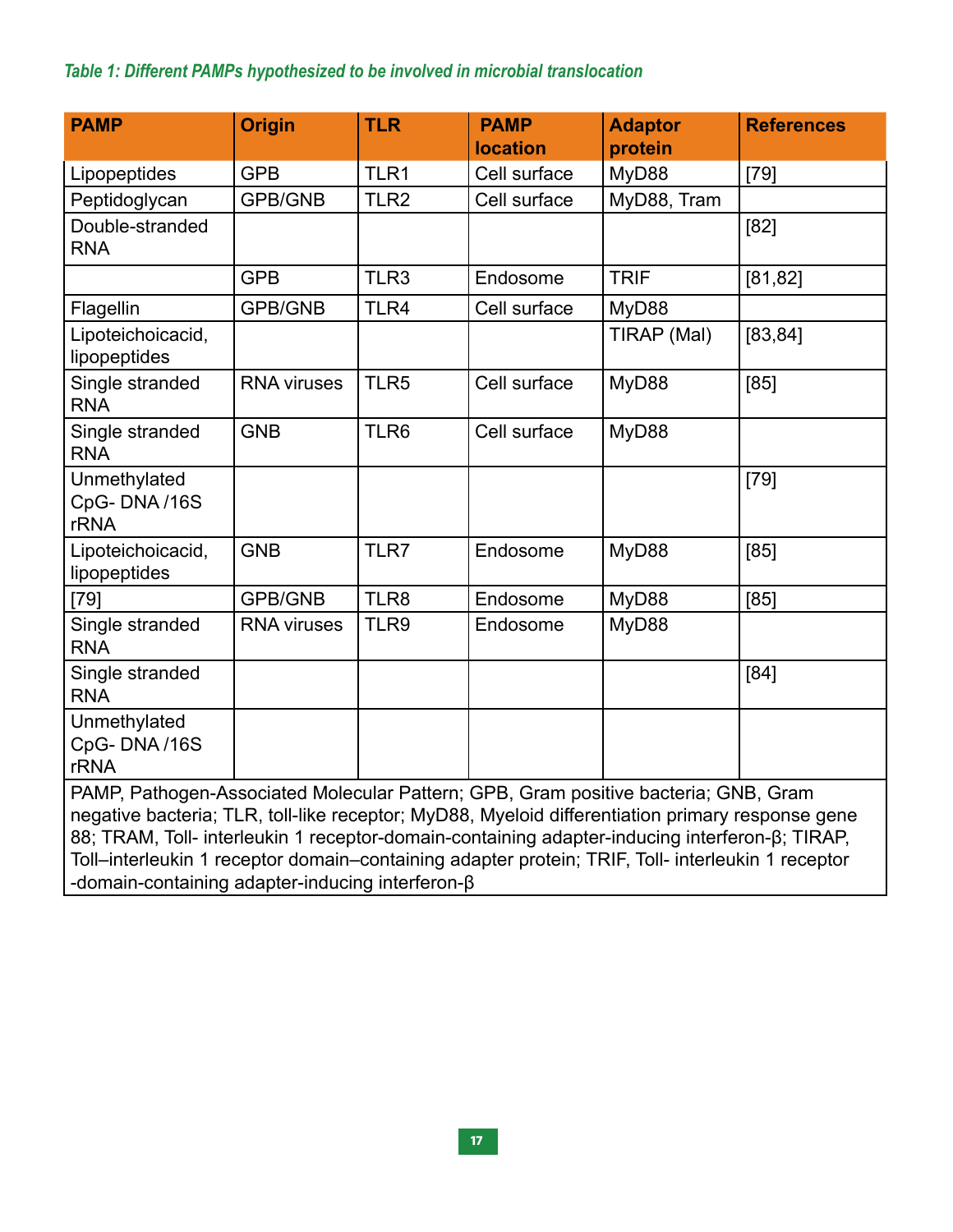*Table 1: Different PAMPs hypothesized to be involved in microbial translocation*

| PAMP | Origin | TLR | PAMP location | Adaptor protein | References |
|---|---|---|---|---|---|
| Lipopeptides | GPB | TLR1 | Cell surface | MyD88 | [79] |
| Peptidoglycan | GPB/GNB | TLR2 | Cell surface | MyD88, Tram | |
| Double-stranded RNA | | | | | [82] |
| | GPB | TLR3 | Endosome | TRIF | [81,82] |
| Flagellin | GPB/GNB | TLR4 | Cell surface | MyD88 | |
| Lipoteichoicacid, lipopeptides | | | | TIRAP (Mal) | [83,84] |
| Single stranded RNA | RNA viruses | TLR5 | Cell surface | MyD88 | [85] |
| Single stranded RNA | GNB | TLR6 | Cell surface | MyD88 | |
| Unmethylated CpG- DNA /16S rRNA | | | | | [79] |
| Lipoteichoicacid, lipopeptides | GNB | TLR7 | Endosome | MyD88 | [85] |
| [79] | GPB/GNB | TLR8 | Endosome | MyD88 | [85] |
| Single stranded RNA | RNA viruses | TLR9 | Endosome | MyD88 | |
| Single stranded RNA | | | | | [84] |
| Unmethylated CpG- DNA /16S rRNA | | | | | |

PAMP, Pathogen-Associated Molecular Pattern; GPB, Gram positive bacteria; GNB, Gram negative bacteria; TLR, toll-like receptor; MyD88, Myeloid differentiation primary response gene 88; TRAM, Toll- interleukin 1 receptor-domain-containing adapter-inducing interferon-β; TIRAP, Toll–interleukin 1 receptor domain–containing adapter protein; TRIF, Toll- interleukin 1 receptor -domain-containing adapter-inducing interferon-β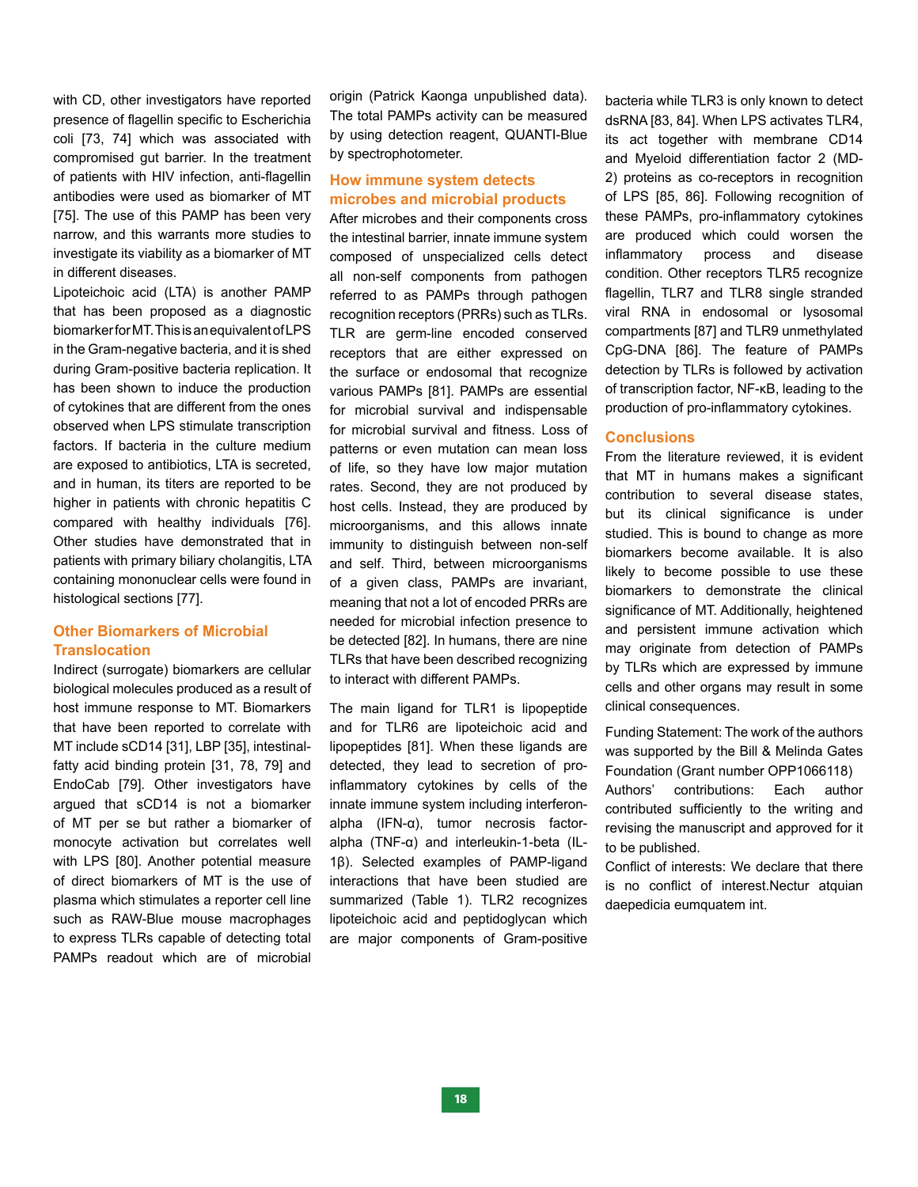with CD, other investigators have reported presence of flagellin specific to Escherichia coli [73, 74] which was associated with compromised gut barrier. In the treatment of patients with HIV infection, anti-flagellin antibodies were used as biomarker of MT [75]. The use of this PAMP has been very narrow, and this warrants more studies to investigate its viability as a biomarker of MT in different diseases.

Lipoteichoic acid (LTA) is another PAMP that has been proposed as a diagnostic biomarker for MT. This is an equivalent of LPS in the Gram-negative bacteria, and it is shed during Gram-positive bacteria replication. It has been shown to induce the production of cytokines that are different from the ones observed when LPS stimulate transcription factors. If bacteria in the culture medium are exposed to antibiotics, LTA is secreted, and in human, its titers are reported to be higher in patients with chronic hepatitis C compared with healthy individuals [76]. Other studies have demonstrated that in patients with primary biliary cholangitis, LTA containing mononuclear cells were found in histological sections [77].

## Other Biomarkers of Microbial Translocation

Indirect (surrogate) biomarkers are cellular biological molecules produced as a result of host immune response to MT. Biomarkers that have been reported to correlate with MT include sCD14 [31], LBP [35], intestinal-fatty acid binding protein [31, 78, 79] and EndoCab [79]. Other investigators have argued that sCD14 is not a biomarker of MT per se but rather a biomarker of monocyte activation but correlates well with LPS [80]. Another potential measure of direct biomarkers of MT is the use of plasma which stimulates a reporter cell line such as RAW-Blue mouse macrophages to express TLRs capable of detecting total PAMPs readout which are of microbial origin (Patrick Kaonga unpublished data). The total PAMPs activity can be measured by using detection reagent, QUANTI-Blue by spectrophotometer.

## How immune system detects microbes and microbial products

After microbes and their components cross the intestinal barrier, innate immune system composed of unspecialized cells detect all non-self components from pathogen referred to as PAMPs through pathogen recognition receptors (PRRs) such as TLRs. TLR are germ-line encoded conserved receptors that are either expressed on the surface or endosomal that recognize various PAMPs [81]. PAMPs are essential for microbial survival and indispensable for microbial survival and fitness. Loss of patterns or even mutation can mean loss of life, so they have low major mutation rates. Second, they are not produced by host cells. Instead, they are produced by microorganisms, and this allows innate immunity to distinguish between non-self and self. Third, between microorganisms of a given class, PAMPs are invariant, meaning that not a lot of encoded PRRs are needed for microbial infection presence to be detected [82]. In humans, there are nine TLRs that have been described recognizing to interact with different PAMPs.

The main ligand for TLR1 is lipopeptide and for TLR6 are lipoteichoic acid and lipopeptides [81]. When these ligands are detected, they lead to secretion of pro-inflammatory cytokines by cells of the innate immune system including interferon-alpha (IFN-α), tumor necrosis factor-alpha (TNF-α) and interleukin-1-beta (IL-1β). Selected examples of PAMP-ligand interactions that have been studied are summarized (Table 1). TLR2 recognizes lipoteichoic acid and peptidoglycan which are major components of Gram-positive bacteria while TLR3 is only known to detect dsRNA [83, 84]. When LPS activates TLR4, its act together with membrane CD14 and Myeloid differentiation factor 2 (MD-2) proteins as co-receptors in recognition of LPS [85, 86]. Following recognition of these PAMPs, pro-inflammatory cytokines are produced which could worsen the inflammatory process and disease condition. Other receptors TLR5 recognize flagellin, TLR7 and TLR8 single stranded viral RNA in endosomal or lysosomal compartments [87] and TLR9 unmethylated CpG-DNA [86]. The feature of PAMPs detection by TLRs is followed by activation of transcription factor, NF-κB, leading to the production of pro-inflammatory cytokines.

## Conclusions

From the literature reviewed, it is evident that MT in humans makes a significant contribution to several disease states, but its clinical significance is under studied. This is bound to change as more biomarkers become available. It is also likely to become possible to use these biomarkers to demonstrate the clinical significance of MT. Additionally, heightened and persistent immune activation which may originate from detection of PAMPs by TLRs which are expressed by immune cells and other organs may result in some clinical consequences.

Funding Statement: The work of the authors was supported by the Bill & Melinda Gates Foundation (Grant number OPP1066118)

Authors' contributions: Each author contributed sufficiently to the writing and revising the manuscript and approved for it to be published.

Conflict of interests: We declare that there is no conflict of interest.Nectur atquian daepedicia eumquatem int.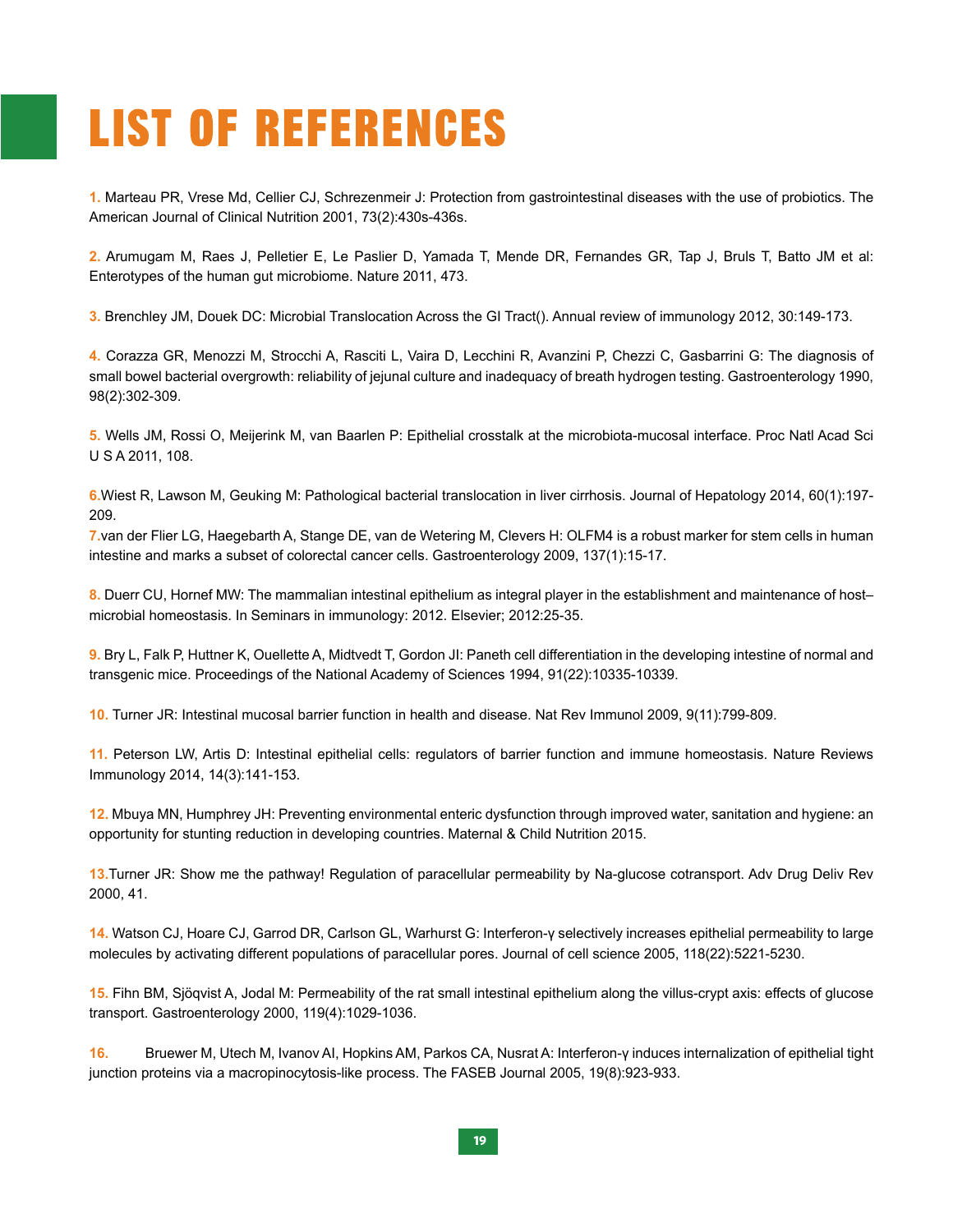# LIST OF REFERENCES

**1.** Marteau PR, Vrese Md, Cellier CJ, Schrezenmeir J: Protection from gastrointestinal diseases with the use of probiotics. The American Journal of Clinical Nutrition 2001, 73(2):430s-436s.

**2.** Arumugam M, Raes J, Pelletier E, Le Paslier D, Yamada T, Mende DR, Fernandes GR, Tap J, Bruls T, Batto JM et al: Enterotypes of the human gut microbiome. Nature 2011, 473.

**3.** Brenchley JM, Douek DC: Microbial Translocation Across the GI Tract(). Annual review of immunology 2012, 30:149-173.

**4.** Corazza GR, Menozzi M, Strocchi A, Rasciti L, Vaira D, Lecchini R, Avanzini P, Chezzi C, Gasbarrini G: The diagnosis of small bowel bacterial overgrowth: reliability of jejunal culture and inadequacy of breath hydrogen testing. Gastroenterology 1990, 98(2):302-309.

**5.** Wells JM, Rossi O, Meijerink M, van Baarlen P: Epithelial crosstalk at the microbiota-mucosal interface. Proc Natl Acad Sci U S A 2011, 108.

**6.** Wiest R, Lawson M, Geuking M: Pathological bacterial translocation in liver cirrhosis. Journal of Hepatology 2014, 60(1):197-209.

**7.** van der Flier LG, Haegebarth A, Stange DE, van de Wetering M, Clevers H: OLFM4 is a robust marker for stem cells in human intestine and marks a subset of colorectal cancer cells. Gastroenterology 2009, 137(1):15-17.

**8.** Duerr CU, Hornef MW: The mammalian intestinal epithelium as integral player in the establishment and maintenance of host–microbial homeostasis. In Seminars in immunology: 2012. Elsevier; 2012:25-35.

**9.** Bry L, Falk P, Huttner K, Ouellette A, Midtvedt T, Gordon JI: Paneth cell differentiation in the developing intestine of normal and transgenic mice. Proceedings of the National Academy of Sciences 1994, 91(22):10335-10339.

**10.** Turner JR: Intestinal mucosal barrier function in health and disease. Nat Rev Immunol 2009, 9(11):799-809.

**11.** Peterson LW, Artis D: Intestinal epithelial cells: regulators of barrier function and immune homeostasis. Nature Reviews Immunology 2014, 14(3):141-153.

**12.** Mbuya MN, Humphrey JH: Preventing environmental enteric dysfunction through improved water, sanitation and hygiene: an opportunity for stunting reduction in developing countries. Maternal & Child Nutrition 2015.

**13.** Turner JR: Show me the pathway! Regulation of paracellular permeability by Na-glucose cotransport. Adv Drug Deliv Rev 2000, 41.

**14.** Watson CJ, Hoare CJ, Garrod DR, Carlson GL, Warhurst G: Interferon-γ selectively increases epithelial permeability to large molecules by activating different populations of paracellular pores. Journal of cell science 2005, 118(22):5221-5230.

**15.** Fihn BM, Sjöqvist A, Jodal M: Permeability of the rat small intestinal epithelium along the villus-crypt axis: effects of glucose transport. Gastroenterology 2000, 119(4):1029-1036.

**16.** Bruewer M, Utech M, Ivanov AI, Hopkins AM, Parkos CA, Nusrat A: Interferon-γ induces internalization of epithelial tight junction proteins via a macropinocytosis-like process. The FASEB Journal 2005, 19(8):923-933.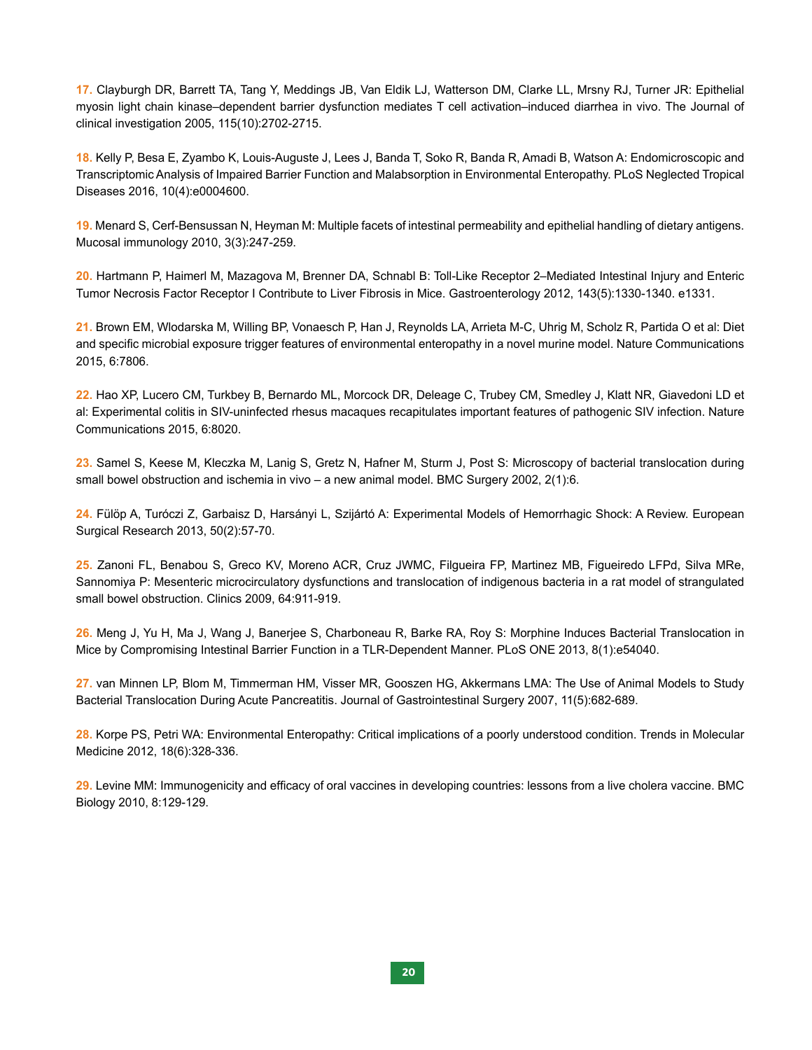**17.** Clayburgh DR, Barrett TA, Tang Y, Meddings JB, Van Eldik LJ, Watterson DM, Clarke LL, Mrsny RJ, Turner JR: Epithelial myosin light chain kinase–dependent barrier dysfunction mediates T cell activation–induced diarrhea in vivo. The Journal of clinical investigation 2005, 115(10):2702-2715.

**18.** Kelly P, Besa E, Zyambo K, Louis-Auguste J, Lees J, Banda T, Soko R, Banda R, Amadi B, Watson A: Endomicroscopic and Transcriptomic Analysis of Impaired Barrier Function and Malabsorption in Environmental Enteropathy. PLoS Neglected Tropical Diseases 2016, 10(4):e0004600.

**19.** Menard S, Cerf-Bensussan N, Heyman M: Multiple facets of intestinal permeability and epithelial handling of dietary antigens. Mucosal immunology 2010, 3(3):247-259.

**20.** Hartmann P, Haimerl M, Mazagova M, Brenner DA, Schnabl B: Toll-Like Receptor 2–Mediated Intestinal Injury and Enteric Tumor Necrosis Factor Receptor I Contribute to Liver Fibrosis in Mice. Gastroenterology 2012, 143(5):1330-1340. e1331.

**21.** Brown EM, Wlodarska M, Willing BP, Vonaesch P, Han J, Reynolds LA, Arrieta M-C, Uhrig M, Scholz R, Partida O et al: Diet and specific microbial exposure trigger features of environmental enteropathy in a novel murine model. Nature Communications 2015, 6:7806.

**22.** Hao XP, Lucero CM, Turkbey B, Bernardo ML, Morcock DR, Deleage C, Trubey CM, Smedley J, Klatt NR, Giavedoni LD et al: Experimental colitis in SIV-uninfected rhesus macaques recapitulates important features of pathogenic SIV infection. Nature Communications 2015, 6:8020.

**23.** Samel S, Keese M, Kleczka M, Lanig S, Gretz N, Hafner M, Sturm J, Post S: Microscopy of bacterial translocation during small bowel obstruction and ischemia in vivo – a new animal model. BMC Surgery 2002, 2(1):6.

**24.** Fülöp A, Turóczi Z, Garbaisz D, Harsányi L, Szijártó A: Experimental Models of Hemorrhagic Shock: A Review. European Surgical Research 2013, 50(2):57-70.

**25.** Zanoni FL, Benabou S, Greco KV, Moreno ACR, Cruz JWMC, Filgueira FP, Martinez MB, Figueiredo LFPd, Silva MRe, Sannomiya P: Mesenteric microcirculatory dysfunctions and translocation of indigenous bacteria in a rat model of strangulated small bowel obstruction. Clinics 2009, 64:911-919.

**26.** Meng J, Yu H, Ma J, Wang J, Banerjee S, Charboneau R, Barke RA, Roy S: Morphine Induces Bacterial Translocation in Mice by Compromising Intestinal Barrier Function in a TLR-Dependent Manner. PLoS ONE 2013, 8(1):e54040.

**27.** van Minnen LP, Blom M, Timmerman HM, Visser MR, Gooszen HG, Akkermans LMA: The Use of Animal Models to Study Bacterial Translocation During Acute Pancreatitis. Journal of Gastrointestinal Surgery 2007, 11(5):682-689.

**28.** Korpe PS, Petri WA: Environmental Enteropathy: Critical implications of a poorly understood condition. Trends in Molecular Medicine 2012, 18(6):328-336.

**29.** Levine MM: Immunogenicity and efficacy of oral vaccines in developing countries: lessons from a live cholera vaccine. BMC Biology 2010, 8:129-129.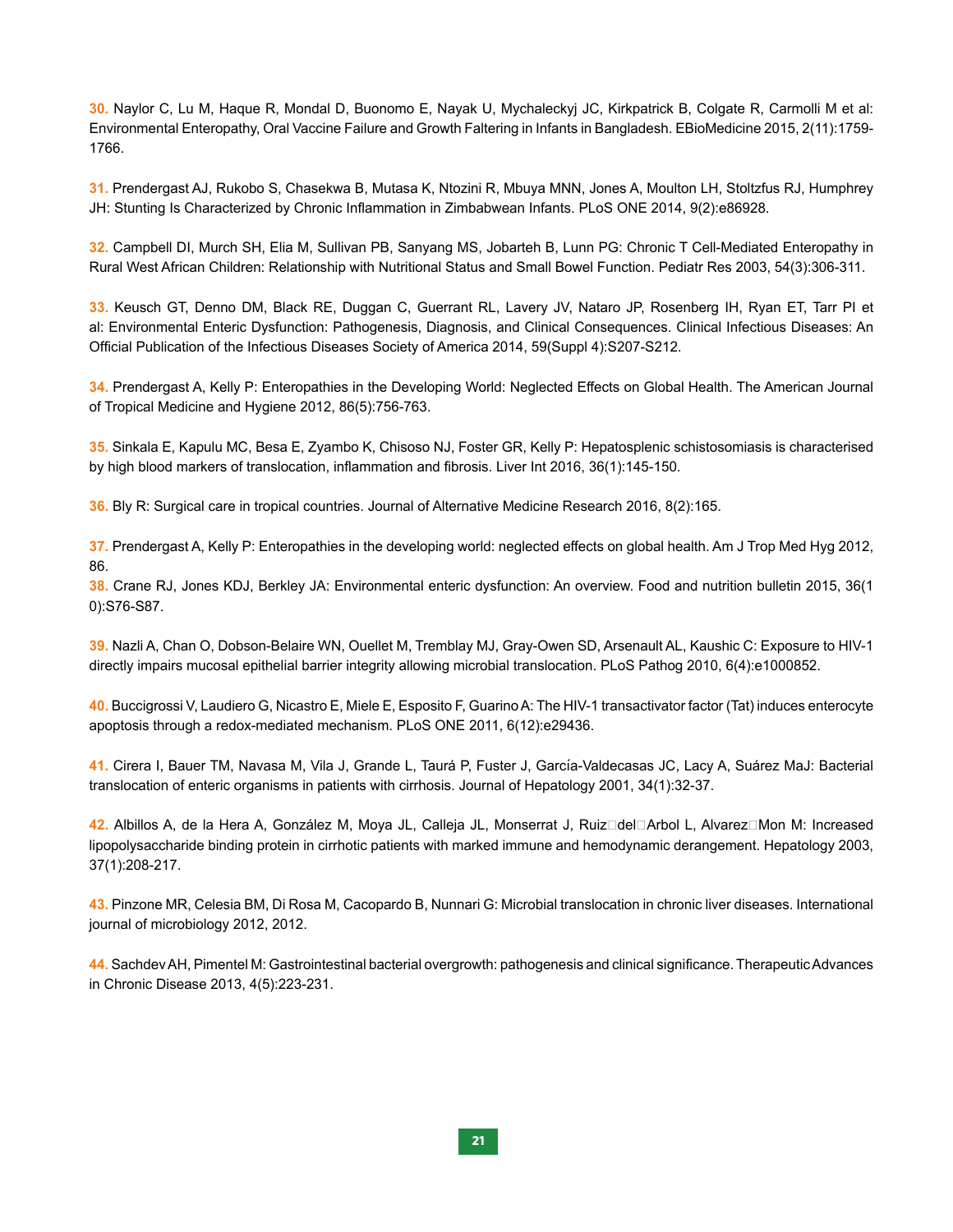**30.** Naylor C, Lu M, Haque R, Mondal D, Buonomo E, Nayak U, Mychaleckyj JC, Kirkpatrick B, Colgate R, Carmolli M et al: Environmental Enteropathy, Oral Vaccine Failure and Growth Faltering in Infants in Bangladesh. EBioMedicine 2015, 2(11):1759-1766.

**31.** Prendergast AJ, Rukobo S, Chasekwa B, Mutasa K, Ntozini R, Mbuya MNN, Jones A, Moulton LH, Stoltzfus RJ, Humphrey JH: Stunting Is Characterized by Chronic Inflammation in Zimbabwean Infants. PLoS ONE 2014, 9(2):e86928.

**32.** Campbell DI, Murch SH, Elia M, Sullivan PB, Sanyang MS, Jobarteh B, Lunn PG: Chronic T Cell-Mediated Enteropathy in Rural West African Children: Relationship with Nutritional Status and Small Bowel Function. Pediatr Res 2003, 54(3):306-311.

**33.** Keusch GT, Denno DM, Black RE, Duggan C, Guerrant RL, Lavery JV, Nataro JP, Rosenberg IH, Ryan ET, Tarr PI et al: Environmental Enteric Dysfunction: Pathogenesis, Diagnosis, and Clinical Consequences. Clinical Infectious Diseases: An Official Publication of the Infectious Diseases Society of America 2014, 59(Suppl 4):S207-S212.

**34.** Prendergast A, Kelly P: Enteropathies in the Developing World: Neglected Effects on Global Health. The American Journal of Tropical Medicine and Hygiene 2012, 86(5):756-763.

**35.** Sinkala E, Kapulu MC, Besa E, Zyambo K, Chisoso NJ, Foster GR, Kelly P: Hepatosplenic schistosomiasis is characterised by high blood markers of translocation, inflammation and fibrosis. Liver Int 2016, 36(1):145-150.

**36.** Bly R: Surgical care in tropical countries. Journal of Alternative Medicine Research 2016, 8(2):165.

**37.** Prendergast A, Kelly P: Enteropathies in the developing world: neglected effects on global health. Am J Trop Med Hyg 2012, 86.

**38.** Crane RJ, Jones KDJ, Berkley JA: Environmental enteric dysfunction: An overview. Food and nutrition bulletin 2015, 36(1 0):S76-S87.

**39.** Nazli A, Chan O, Dobson-Belaire WN, Ouellet M, Tremblay MJ, Gray-Owen SD, Arsenault AL, Kaushic C: Exposure to HIV-1 directly impairs mucosal epithelial barrier integrity allowing microbial translocation. PLoS Pathog 2010, 6(4):e1000852.

**40.** Buccigrossi V, Laudiero G, Nicastro E, Miele E, Esposito F, Guarino A: The HIV-1 transactivator factor (Tat) induces enterocyte apoptosis through a redox-mediated mechanism. PLoS ONE 2011, 6(12):e29436.

**41.** Cirera I, Bauer TM, Navasa M, Vila J, Grande L, Taurá P, Fuster J, García-Valdecasas JC, Lacy A, Suárez MaJ: Bacterial translocation of enteric organisms in patients with cirrhosis. Journal of Hepatology 2001, 34(1):32-37.

**42.** Albillos A, de la Hera A, González M, Moya JL, Calleja JL, Monserrat J, Ruiz□del□Arbol L, Alvarez□Mon M: Increased lipopolysaccharide binding protein in cirrhotic patients with marked immune and hemodynamic derangement. Hepatology 2003, 37(1):208-217.

**43.** Pinzone MR, Celesia BM, Di Rosa M, Cacopardo B, Nunnari G: Microbial translocation in chronic liver diseases. International journal of microbiology 2012, 2012.

**44.** Sachdev AH, Pimentel M: Gastrointestinal bacterial overgrowth: pathogenesis and clinical significance. Therapeutic Advances in Chronic Disease 2013, 4(5):223-231.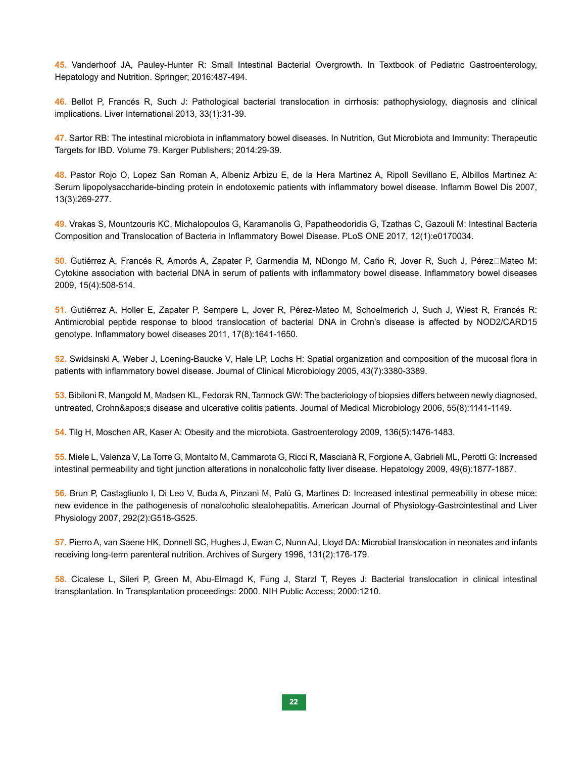**45.** Vanderhoof JA, Pauley-Hunter R: Small Intestinal Bacterial Overgrowth. In Textbook of Pediatric Gastroenterology, Hepatology and Nutrition. Springer; 2016:487-494.

**46.** Bellot P, Francés R, Such J: Pathological bacterial translocation in cirrhosis: pathophysiology, diagnosis and clinical implications. Liver International 2013, 33(1):31-39.

**47.** Sartor RB: The intestinal microbiota in inflammatory bowel diseases. In Nutrition, Gut Microbiota and Immunity: Therapeutic Targets for IBD. Volume 79. Karger Publishers; 2014:29-39.

**48.** Pastor Rojo O, Lopez San Roman A, Albeniz Arbizu E, de la Hera Martinez A, Ripoll Sevillano E, Albillos Martinez A: Serum lipopolysaccharide-binding protein in endotoxemic patients with inflammatory bowel disease. Inflamm Bowel Dis 2007, 13(3):269-277.

**49.** Vrakas S, Mountzouris KC, Michalopoulos G, Karamanolis G, Papatheodoridis G, Tzathas C, Gazouli M: Intestinal Bacteria Composition and Translocation of Bacteria in Inflammatory Bowel Disease. PLoS ONE 2017, 12(1):e0170034.

**50.** Gutiérrez A, Francés R, Amorós A, Zapater P, Garmendia M, NDongo M, Caño R, Jover R, Such J, Pérez□Mateo M: Cytokine association with bacterial DNA in serum of patients with inflammatory bowel disease. Inflammatory bowel diseases 2009, 15(4):508-514.

**51.** Gutiérrez A, Holler E, Zapater P, Sempere L, Jover R, Pérez-Mateo M, Schoelmerich J, Such J, Wiest R, Francés R: Antimicrobial peptide response to blood translocation of bacterial DNA in Crohn's disease is affected by NOD2/CARD15 genotype. Inflammatory bowel diseases 2011, 17(8):1641-1650.

**52.** Swidsinski A, Weber J, Loening-Baucke V, Hale LP, Lochs H: Spatial organization and composition of the mucosal flora in patients with inflammatory bowel disease. Journal of Clinical Microbiology 2005, 43(7):3380-3389.

**53.** Bibiloni R, Mangold M, Madsen KL, Fedorak RN, Tannock GW: The bacteriology of biopsies differs between newly diagnosed, untreated, Crohn&apos;s disease and ulcerative colitis patients. Journal of Medical Microbiology 2006, 55(8):1141-1149.

**54.** Tilg H, Moschen AR, Kaser A: Obesity and the microbiota. Gastroenterology 2009, 136(5):1476-1483.

**55.** Miele L, Valenza V, La Torre G, Montalto M, Cammarota G, Ricci R, Mascianà R, Forgione A, Gabrieli ML, Perotti G: Increased intestinal permeability and tight junction alterations in nonalcoholic fatty liver disease. Hepatology 2009, 49(6):1877-1887.

**56.** Brun P, Castagliuolo I, Di Leo V, Buda A, Pinzani M, Palù G, Martines D: Increased intestinal permeability in obese mice: new evidence in the pathogenesis of nonalcoholic steatohepatitis. American Journal of Physiology-Gastrointestinal and Liver Physiology 2007, 292(2):G518-G525.

**57.** Pierro A, van Saene HK, Donnell SC, Hughes J, Ewan C, Nunn AJ, Lloyd DA: Microbial translocation in neonates and infants receiving long-term parenteral nutrition. Archives of Surgery 1996, 131(2):176-179.

**58.** Cicalese L, Sileri P, Green M, Abu-Elmagd K, Fung J, Starzl T, Reyes J: Bacterial translocation in clinical intestinal transplantation. In Transplantation proceedings: 2000. NIH Public Access; 2000:1210.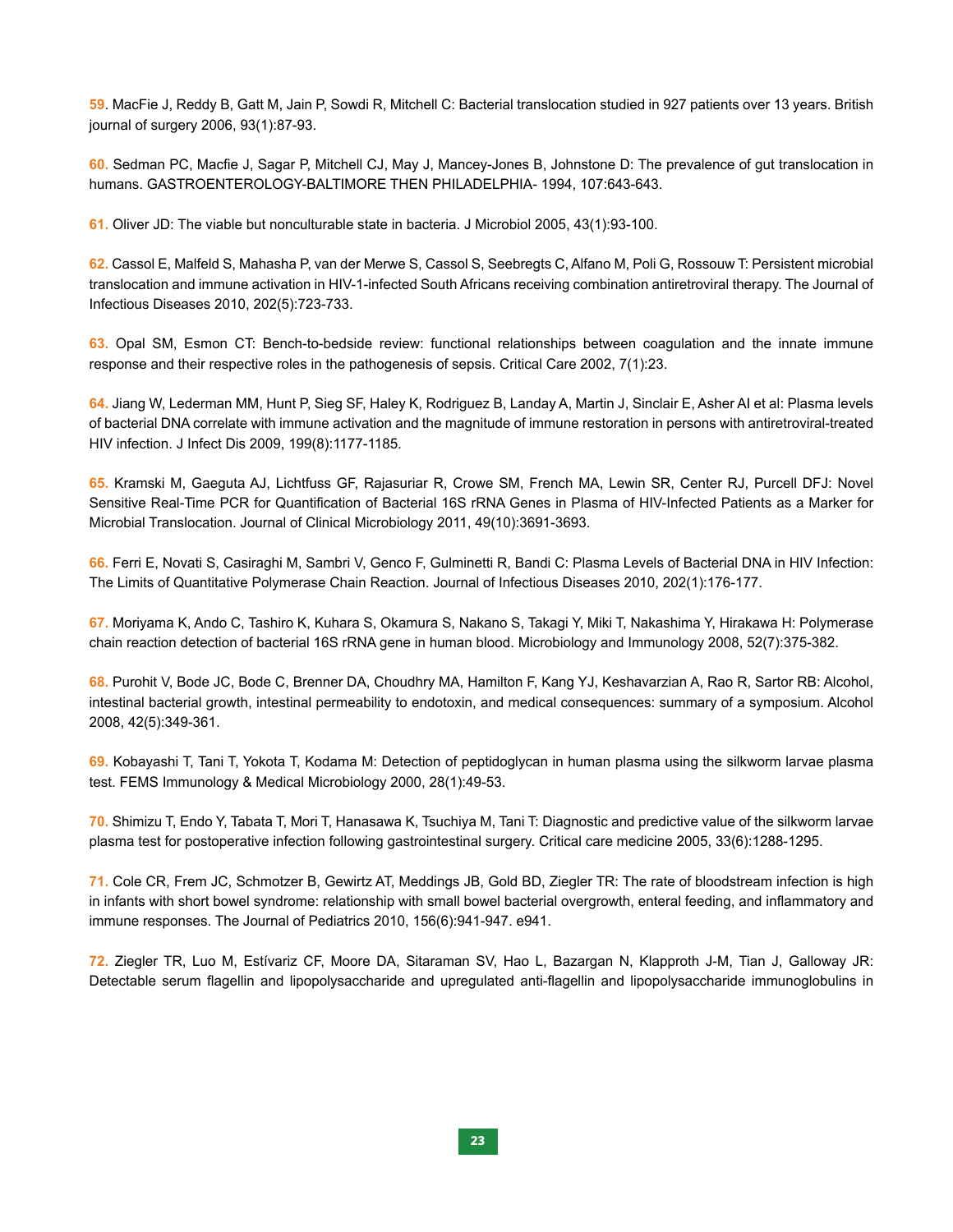59. MacFie J, Reddy B, Gatt M, Jain P, Sowdi R, Mitchell C: Bacterial translocation studied in 927 patients over 13 years. British journal of surgery 2006, 93(1):87-93.

60. Sedman PC, Macfie J, Sagar P, Mitchell CJ, May J, Mancey-Jones B, Johnstone D: The prevalence of gut translocation in humans. GASTROENTEROLOGY-BALTIMORE THEN PHILADELPHIA- 1994, 107:643-643.

61. Oliver JD: The viable but nonculturable state in bacteria. J Microbiol 2005, 43(1):93-100.

62. Cassol E, Malfeld S, Mahasha P, van der Merwe S, Cassol S, Seebregts C, Alfano M, Poli G, Rossouw T: Persistent microbial translocation and immune activation in HIV-1-infected South Africans receiving combination antiretroviral therapy. The Journal of Infectious Diseases 2010, 202(5):723-733.

63. Opal SM, Esmon CT: Bench-to-bedside review: functional relationships between coagulation and the innate immune response and their respective roles in the pathogenesis of sepsis. Critical Care 2002, 7(1):23.

64. Jiang W, Lederman MM, Hunt P, Sieg SF, Haley K, Rodriguez B, Landay A, Martin J, Sinclair E, Asher AI et al: Plasma levels of bacterial DNA correlate with immune activation and the magnitude of immune restoration in persons with antiretroviral-treated HIV infection. J Infect Dis 2009, 199(8):1177-1185.

65. Kramski M, Gaeguta AJ, Lichtfuss GF, Rajasuriar R, Crowe SM, French MA, Lewin SR, Center RJ, Purcell DFJ: Novel Sensitive Real-Time PCR for Quantification of Bacterial 16S rRNA Genes in Plasma of HIV-Infected Patients as a Marker for Microbial Translocation. Journal of Clinical Microbiology 2011, 49(10):3691-3693.

66. Ferri E, Novati S, Casiraghi M, Sambri V, Genco F, Gulminetti R, Bandi C: Plasma Levels of Bacterial DNA in HIV Infection: The Limits of Quantitative Polymerase Chain Reaction. Journal of Infectious Diseases 2010, 202(1):176-177.

67. Moriyama K, Ando C, Tashiro K, Kuhara S, Okamura S, Nakano S, Takagi Y, Miki T, Nakashima Y, Hirakawa H: Polymerase chain reaction detection of bacterial 16S rRNA gene in human blood. Microbiology and Immunology 2008, 52(7):375-382.

68. Purohit V, Bode JC, Bode C, Brenner DA, Choudhry MA, Hamilton F, Kang YJ, Keshavarzian A, Rao R, Sartor RB: Alcohol, intestinal bacterial growth, intestinal permeability to endotoxin, and medical consequences: summary of a symposium. Alcohol 2008, 42(5):349-361.

69. Kobayashi T, Tani T, Yokota T, Kodama M: Detection of peptidoglycan in human plasma using the silkworm larvae plasma test. FEMS Immunology & Medical Microbiology 2000, 28(1):49-53.

70. Shimizu T, Endo Y, Tabata T, Mori T, Hanasawa K, Tsuchiya M, Tani T: Diagnostic and predictive value of the silkworm larvae plasma test for postoperative infection following gastrointestinal surgery. Critical care medicine 2005, 33(6):1288-1295.

71. Cole CR, Frem JC, Schmotzer B, Gewirtz AT, Meddings JB, Gold BD, Ziegler TR: The rate of bloodstream infection is high in infants with short bowel syndrome: relationship with small bowel bacterial overgrowth, enteral feeding, and inflammatory and immune responses. The Journal of Pediatrics 2010, 156(6):941-947. e941.

72. Ziegler TR, Luo M, Estívariz CF, Moore DA, Sitaraman SV, Hao L, Bazargan N, Klapproth J-M, Tian J, Galloway JR: Detectable serum flagellin and lipopolysaccharide and upregulated anti-flagellin and lipopolysaccharide immunoglobulins in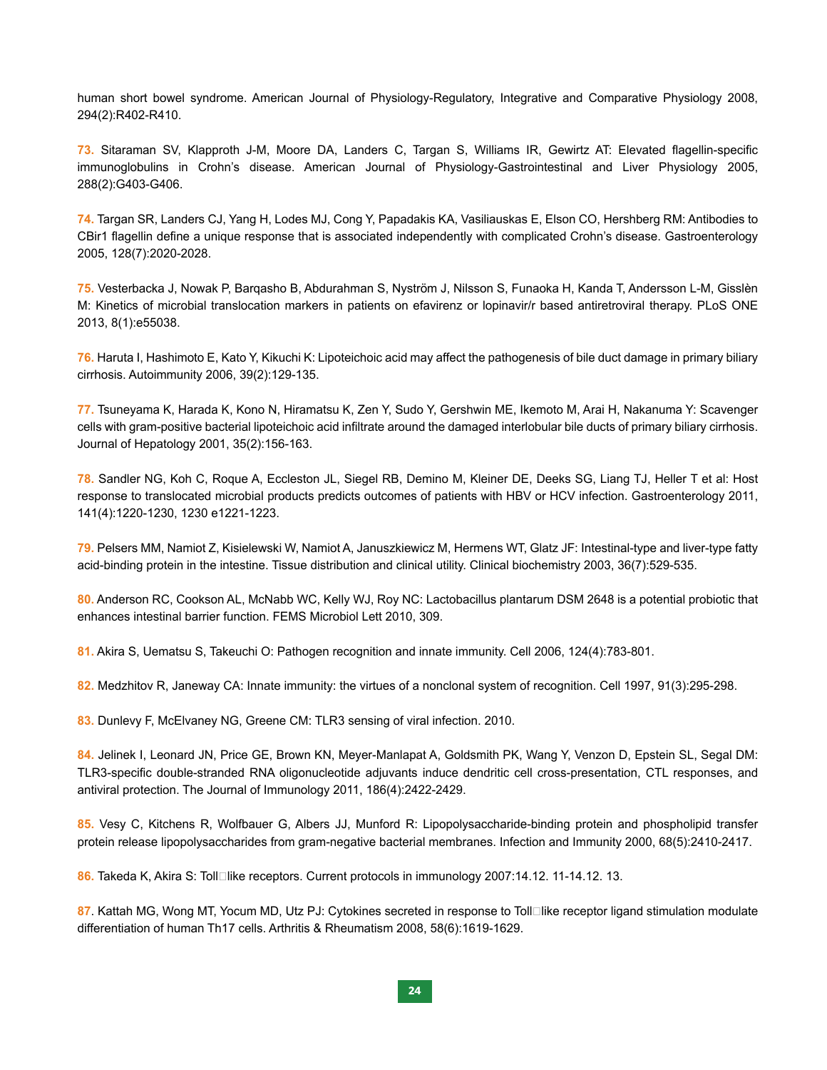human short bowel syndrome. American Journal of Physiology-Regulatory, Integrative and Comparative Physiology 2008, 294(2):R402-R410.

**73.** Sitaraman SV, Klapproth J-M, Moore DA, Landers C, Targan S, Williams IR, Gewirtz AT: Elevated flagellin-specific immunoglobulins in Crohn's disease. American Journal of Physiology-Gastrointestinal and Liver Physiology 2005, 288(2):G403-G406.

**74.** Targan SR, Landers CJ, Yang H, Lodes MJ, Cong Y, Papadakis KA, Vasiliauskas E, Elson CO, Hershberg RM: Antibodies to CBir1 flagellin define a unique response that is associated independently with complicated Crohn's disease. Gastroenterology 2005, 128(7):2020-2028.

**75.** Vesterbacka J, Nowak P, Barqasho B, Abdurahman S, Nyström J, Nilsson S, Funaoka H, Kanda T, Andersson L-M, Gisslèn M: Kinetics of microbial translocation markers in patients on efavirenz or lopinavir/r based antiretroviral therapy. PLoS ONE 2013, 8(1):e55038.

**76.** Haruta I, Hashimoto E, Kato Y, Kikuchi K: Lipoteichoic acid may affect the pathogenesis of bile duct damage in primary biliary cirrhosis. Autoimmunity 2006, 39(2):129-135.

**77.** Tsuneyama K, Harada K, Kono N, Hiramatsu K, Zen Y, Sudo Y, Gershwin ME, Ikemoto M, Arai H, Nakanuma Y: Scavenger cells with gram-positive bacterial lipoteichoic acid infiltrate around the damaged interlobular bile ducts of primary biliary cirrhosis. Journal of Hepatology 2001, 35(2):156-163.

**78.** Sandler NG, Koh C, Roque A, Eccleston JL, Siegel RB, Demino M, Kleiner DE, Deeks SG, Liang TJ, Heller T et al: Host response to translocated microbial products predicts outcomes of patients with HBV or HCV infection. Gastroenterology 2011, 141(4):1220-1230, 1230 e1221-1223.

**79.** Pelsers MM, Namiot Z, Kisielewski W, Namiot A, Januszkiewicz M, Hermens WT, Glatz JF: Intestinal-type and liver-type fatty acid-binding protein in the intestine. Tissue distribution and clinical utility. Clinical biochemistry 2003, 36(7):529-535.

**80.** Anderson RC, Cookson AL, McNabb WC, Kelly WJ, Roy NC: Lactobacillus plantarum DSM 2648 is a potential probiotic that enhances intestinal barrier function. FEMS Microbiol Lett 2010, 309.

**81.** Akira S, Uematsu S, Takeuchi O: Pathogen recognition and innate immunity. Cell 2006, 124(4):783-801.

**82.** Medzhitov R, Janeway CA: Innate immunity: the virtues of a nonclonal system of recognition. Cell 1997, 91(3):295-298.

**83.** Dunlevy F, McElvaney NG, Greene CM: TLR3 sensing of viral infection. 2010.

**84.** Jelinek I, Leonard JN, Price GE, Brown KN, Meyer-Manlapat A, Goldsmith PK, Wang Y, Venzon D, Epstein SL, Segal DM: TLR3-specific double-stranded RNA oligonucleotide adjuvants induce dendritic cell cross-presentation, CTL responses, and antiviral protection. The Journal of Immunology 2011, 186(4):2422-2429.

**85.** Vesy C, Kitchens R, Wolfbauer G, Albers JJ, Munford R: Lipopolysaccharide-binding protein and phospholipid transfer protein release lipopolysaccharides from gram-negative bacterial membranes. Infection and Immunity 2000, 68(5):2410-2417.

**86.** Takeda K, Akira S: Toll‐like receptors. Current protocols in immunology 2007:14.12. 11-14.12. 13.

**87**. Kattah MG, Wong MT, Yocum MD, Utz PJ: Cytokines secreted in response to Toll‐like receptor ligand stimulation modulate differentiation of human Th17 cells. Arthritis & Rheumatism 2008, 58(6):1619-1629.